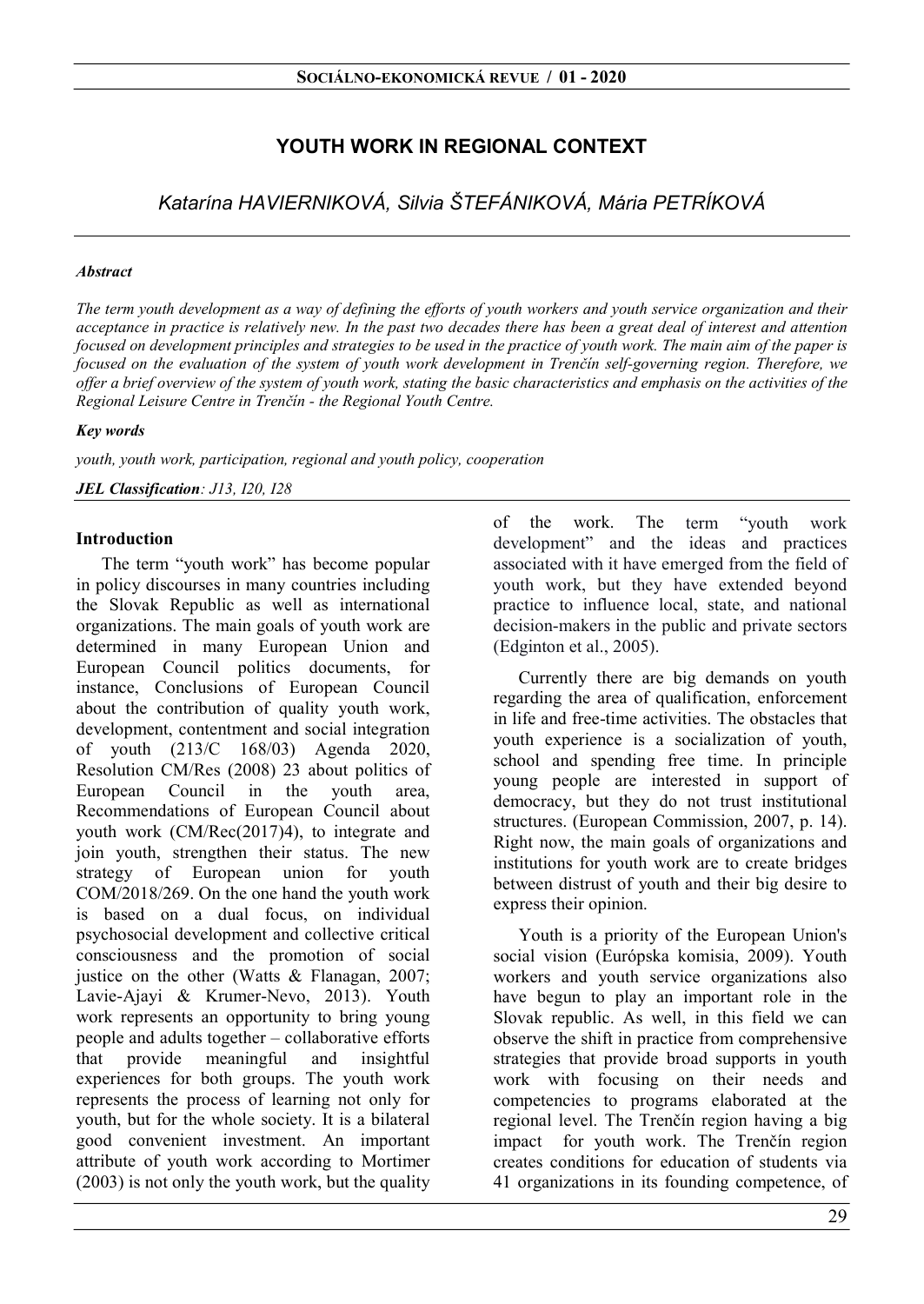# YOUTH WORK IN REGIONAL CONTEXT

*Katarína HAVIERNIKOVÁ, Silvia ŠTEFÁNIKOVÁ, Mária PETRÍKOVÁ*

***Abstract***

*The term youth development as a way of defining the efforts of youth workers and youth service organization and their acceptance in practice is relatively new. In the past two decades there has been a great deal of interest and attention focused on development principles and strategies to be used in the practice of youth work. The main aim of the paper is focused on the evaluation of the system of youth work development in Trenčín self-governing region. Therefore, we offer a brief overview of the system of youth work, stating the basic characteristics and emphasis on the activities of the Regional Leisure Centre in Trenčín - the Regional Youth Centre.*

***Key words***

*youth, youth work, participation, regional and youth policy, cooperation*

***JEL Classification**: J13, I20, I28*

## Introduction

The term "youth work" has become popular in policy discourses in many countries including the Slovak Republic as well as international organizations. The main goals of youth work are determined in many European Union and European Council politics documents, for instance, Conclusions of European Council about the contribution of quality youth work, development, contentment and social integration of youth (213/C 168/03) Agenda 2020, Resolution CM/Res (2008) 23 about politics of European Council in the youth area, Recommendations of European Council about youth work (CM/Rec(2017)4), to integrate and join youth, strengthen their status. The new strategy of European union for youth COM/2018/269. On the one hand the youth work is based on a dual focus, on individual psychosocial development and collective critical consciousness and the promotion of social justice on the other (Watts & Flanagan, 2007; Lavie-Ajayi & Krumer-Nevo, 2013). Youth work represents an opportunity to bring young people and adults together – collaborative efforts that provide meaningful and insightful experiences for both groups. The youth work represents the process of learning not only for youth, but for the whole society. It is a bilateral good convenient investment. An important attribute of youth work according to Mortimer (2003) is not only the youth work, but the quality of the work. The term "youth work development" and the ideas and practices associated with it have emerged from the field of youth work, but they have extended beyond practice to influence local, state, and national decision-makers in the public and private sectors (Edginton et al., 2005).

Currently there are big demands on youth regarding the area of qualification, enforcement in life and free-time activities. The obstacles that youth experience is a socialization of youth, school and spending free time. In principle young people are interested in support of democracy, but they do not trust institutional structures. (European Commission, 2007, p. 14). Right now, the main goals of organizations and institutions for youth work are to create bridges between distrust of youth and their big desire to express their opinion.

Youth is a priority of the European Union's social vision (Európska komisia, 2009). Youth workers and youth service organizations also have begun to play an important role in the Slovak republic. As well, in this field we can observe the shift in practice from comprehensive strategies that provide broad supports in youth work with focusing on their needs and competencies to programs elaborated at the regional level. The Trenčín region having a big impact for youth work. The Trenčín region creates conditions for education of students via 41 organizations in its founding competence, of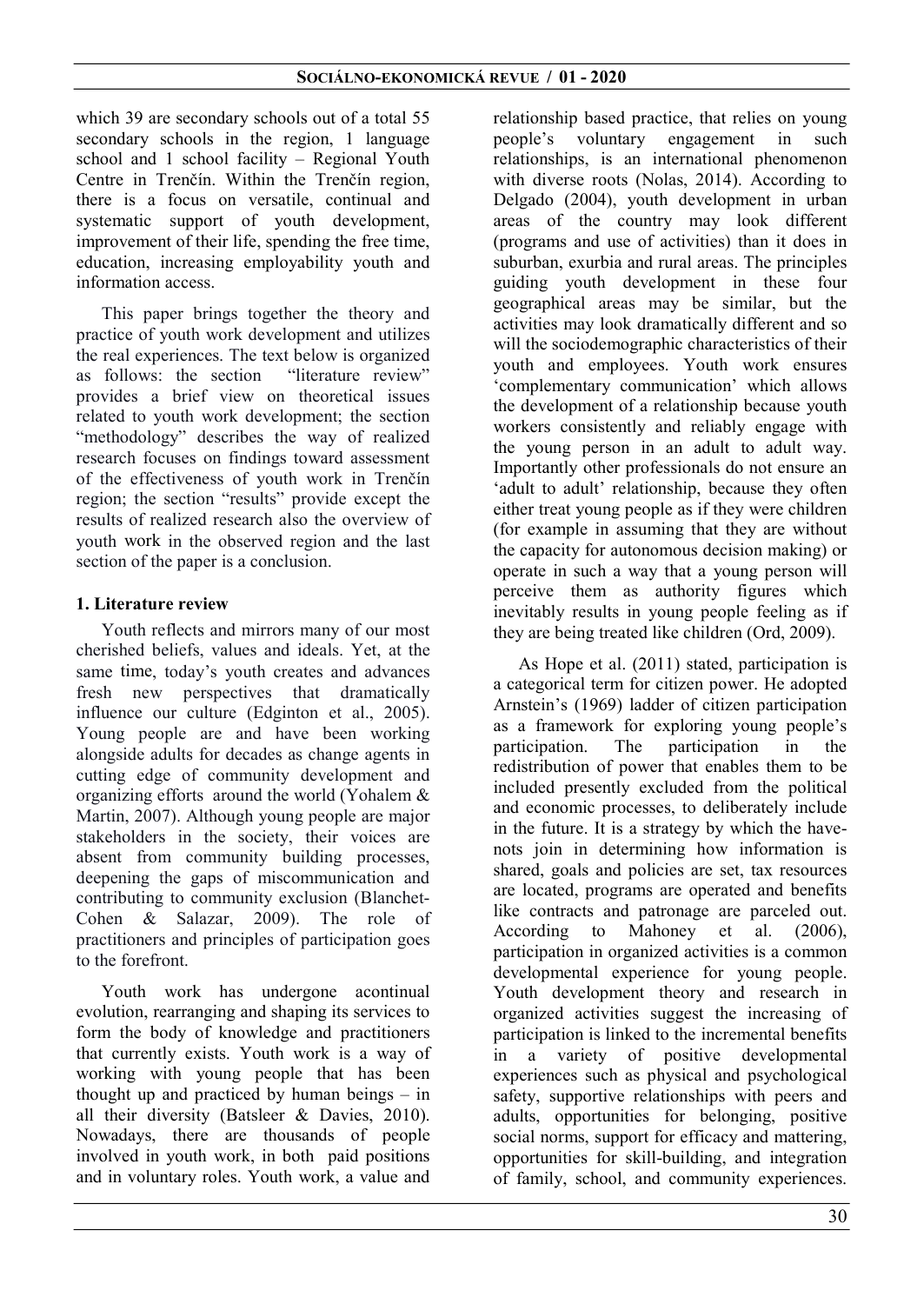which 39 are secondary schools out of a total 55 secondary schools in the region, 1 language school and 1 school facility – Regional Youth Centre in Trenčín. Within the Trenčín region, there is a focus on versatile, continual and systematic support of youth development, improvement of their life, spending the free time, education, increasing employability youth and information access.

This paper brings together the theory and practice of youth work development and utilizes the real experiences. The text below is organized as follows: the section "literature review" provides a brief view on theoretical issues related to youth work development; the section "methodology" describes the way of realized research focuses on findings toward assessment of the effectiveness of youth work in Trenčín region; the section "results" provide except the results of realized research also the overview of youth work in the observed region and the last section of the paper is a conclusion.

## 1. Literature review

Youth reflects and mirrors many of our most cherished beliefs, values and ideals. Yet, at the same time, today's youth creates and advances fresh new perspectives that dramatically influence our culture (Edginton et al., 2005). Young people are and have been working alongside adults for decades as change agents in cutting edge of community development and organizing efforts around the world (Yohalem & Martin, 2007). Although young people are major stakeholders in the society, their voices are absent from community building processes, deepening the gaps of miscommunication and contributing to community exclusion (Blanchet-Cohen & Salazar, 2009). The role of practitioners and principles of participation goes to the forefront.

Youth work has undergone acontinual evolution, rearranging and shaping its services to form the body of knowledge and practitioners that currently exists. Youth work is a way of working with young people that has been thought up and practiced by human beings – in all their diversity (Batsleer & Davies, 2010). Nowadays, there are thousands of people involved in youth work, in both paid positions and in voluntary roles. Youth work, a value and relationship based practice, that relies on young people's voluntary engagement in such relationships, is an international phenomenon with diverse roots (Nolas, 2014). According to Delgado (2004), youth development in urban areas of the country may look different (programs and use of activities) than it does in suburban, exurbia and rural areas. The principles guiding youth development in these four geographical areas may be similar, but the activities may look dramatically different and so will the sociodemographic characteristics of their youth and employees. Youth work ensures 'complementary communication' which allows the development of a relationship because youth workers consistently and reliably engage with the young person in an adult to adult way. Importantly other professionals do not ensure an 'adult to adult' relationship, because they often either treat young people as if they were children (for example in assuming that they are without the capacity for autonomous decision making) or operate in such a way that a young person will perceive them as authority figures which inevitably results in young people feeling as if they are being treated like children (Ord, 2009).

As Hope et al. (2011) stated, participation is a categorical term for citizen power. He adopted Arnstein's (1969) ladder of citizen participation as a framework for exploring young people's participation. The participation in the redistribution of power that enables them to be included presently excluded from the political and economic processes, to deliberately include in the future. It is a strategy by which the have-nots join in determining how information is shared, goals and policies are set, tax resources are located, programs are operated and benefits like contracts and patronage are parceled out. According to Mahoney et al. (2006), participation in organized activities is a common developmental experience for young people. Youth development theory and research in organized activities suggest the increasing of participation is linked to the incremental benefits in a variety of positive developmental experiences such as physical and psychological safety, supportive relationships with peers and adults, opportunities for belonging, positive social norms, support for efficacy and mattering, opportunities for skill-building, and integration of family, school, and community experiences.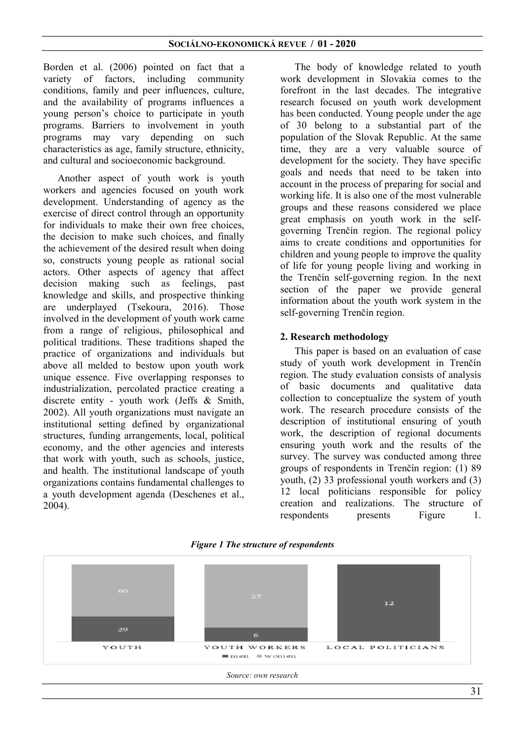Borden et al. (2006) pointed on fact that a variety of factors, including community conditions, family and peer influences, culture, and the availability of programs influences a young person's choice to participate in youth programs. Barriers to involvement in youth programs may vary depending on such characteristics as age, family structure, ethnicity, and cultural and socioeconomic background.

Another aspect of youth work is youth workers and agencies focused on youth work development. Understanding of agency as the exercise of direct control through an opportunity for individuals to make their own free choices, the decision to make such choices, and finally the achievement of the desired result when doing so, constructs young people as rational social actors. Other aspects of agency that affect decision making such as feelings, past knowledge and skills, and prospective thinking are underplayed (Tsekoura, 2016). Those involved in the development of youth work came from a range of religious, philosophical and political traditions. These traditions shaped the practice of organizations and individuals but above all melded to bestow upon youth work unique essence. Five overlapping responses to industrialization, percolated practice creating a discrete entity - youth work (Jeffs & Smith, 2002). All youth organizations must navigate an institutional setting defined by organizational structures, funding arrangements, local, political economy, and the other agencies and interests that work with youth, such as schools, justice, and health. The institutional landscape of youth organizations contains fundamental challenges to a youth development agenda (Deschenes et al., 2004).

The body of knowledge related to youth work development in Slovakia comes to the forefront in the last decades. The integrative research focused on youth work development has been conducted. Young people under the age of 30 belong to a substantial part of the population of the Slovak Republic. At the same time, they are a very valuable source of development for the society. They have specific goals and needs that need to be taken into account in the process of preparing for social and working life. It is also one of the most vulnerable groups and these reasons considered we place great emphasis on youth work in the self-governing Trenčín region. The regional policy aims to create conditions and opportunities for children and young people to improve the quality of life for young people living and working in the Trenčín self-governing region. In the next section of the paper we provide general information about the youth work system in the self-governing Trenčín region.

## 2. Research methodology

This paper is based on an evaluation of case study of youth work development in Trenčín region. The study evaluation consists of analysis of basic documents and qualitative data collection to conceptualize the system of youth work. The research procedure consists of the description of institutional ensuring of youth work, the description of regional documents ensuring youth work and the results of the survey. The survey was conducted among three groups of respondents in Trenčín region: (1) 89 youth, (2) 33 professional youth workers and (3) 12 local politicians responsible for policy creation and realizations. The structure of respondents presents Figure 1.

***Figure 1 The structure of respondents***

| | men | women |
|---|---|---|
| YOUTH | 29 | 60 |
| YOUTH WORKERS | 6 | 27 |
| LOCAL POLITICIANS | 12 | |

*Source: own research*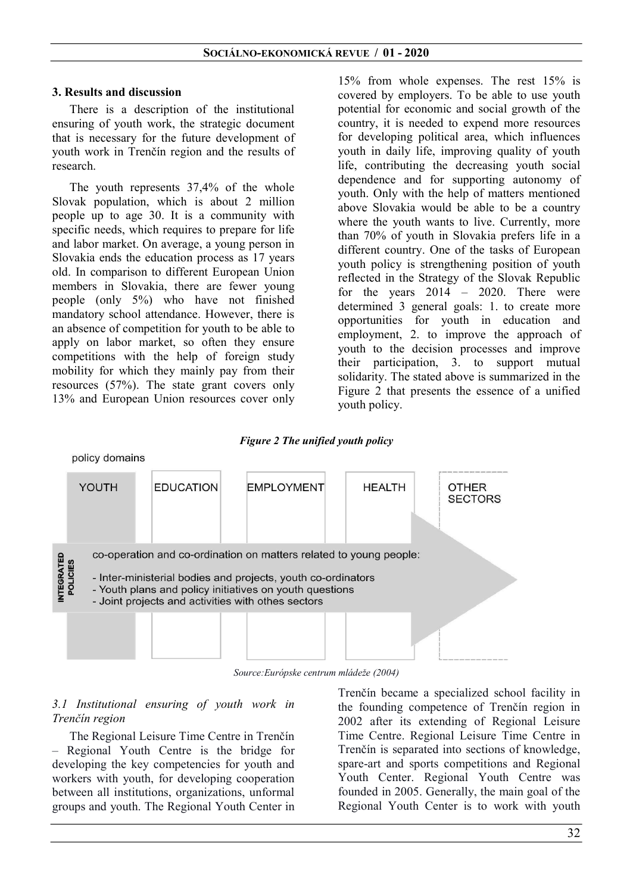## 3. Results and discussion

There is a description of the institutional ensuring of youth work, the strategic document that is necessary for the future development of youth work in Trenčín region and the results of research.

The youth represents 37,4% of the whole Slovak population, which is about 2 million people up to age 30. It is a community with specific needs, which requires to prepare for life and labor market. On average, a young person in Slovakia ends the education process as 17 years old. In comparison to different European Union members in Slovakia, there are fewer young people (only 5%) who have not finished mandatory school attendance. However, there is an absence of competition for youth to be able to apply on labor market, so often they ensure competitions with the help of foreign study mobility for which they mainly pay from their resources (57%). The state grant covers only 13% and European Union resources cover only 15% from whole expenses. The rest 15% is covered by employers. To be able to use youth potential for economic and social growth of the country, it is needed to expend more resources for developing political area, which influences youth in daily life, improving quality of youth life, contributing the decreasing youth social dependence and for supporting autonomy of youth. Only with the help of matters mentioned above Slovakia would be able to be a country where the youth wants to live. Currently, more than 70% of youth in Slovakia prefers life in a different country. One of the tasks of European youth policy is strengthening position of youth reflected in the Strategy of the Slovak Republic for the years 2014 – 2020. There were determined 3 general goals: 1. to create more opportunities for youth in education and employment, 2. to improve the approach of youth to the decision processes and improve their participation, 3. to support mutual solidarity. The stated above is summarized in the Figure 2 that presents the essence of a unified youth policy.

***Figure 2 The unified youth policy***

policy domains

YOUTH | EDUCATION | EMPLOYMENT | HEALTH | OTHER SECTORS

INTEGRATED POLICIES

co-operation and co-ordination on matters related to young people:

- Inter-ministerial bodies and projects, youth co-ordinators
- Youth plans and policy initiatives on youth questions
- Joint projects and activities with othes sectors

*Source:Európske centrum mládeže (2004)*

### *3.1 Institutional ensuring of youth work in Trenčín region*

The Regional Leisure Time Centre in Trenčín – Regional Youth Centre is the bridge for developing the key competencies for youth and workers with youth, for developing cooperation between all institutions, organizations, unformal groups and youth. The Regional Youth Center in Trenčín became a specialized school facility in the founding competence of Trenčín region in 2002 after its extending of Regional Leisure Time Centre. Regional Leisure Time Centre in Trenčín is separated into sections of knowledge, spare-art and sports competitions and Regional Youth Center. Regional Youth Centre was founded in 2005. Generally, the main goal of the Regional Youth Center is to work with youth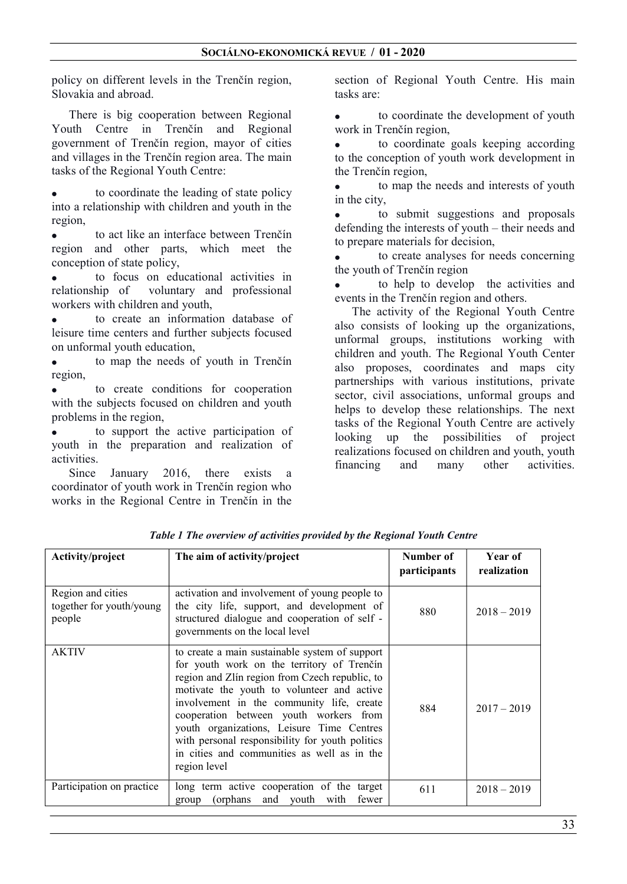policy on different levels in the Trenčín region, Slovakia and abroad.

There is big cooperation between Regional Youth Centre in Trenčín and Regional government of Trenčín region, mayor of cities and villages in the Trenčín region area. The main tasks of the Regional Youth Centre:

- to coordinate the leading of state policy into a relationship with children and youth in the region,
- to act like an interface between Trenčín region and other parts, which meet the conception of state policy,
- to focus on educational activities in relationship of voluntary and professional workers with children and youth,
- to create an information database of leisure time centers and further subjects focused on unformal youth education,
- to map the needs of youth in Trenčín region,
- to create conditions for cooperation with the subjects focused on children and youth problems in the region,
- to support the active participation of youth in the preparation and realization of activities.

Since January 2016, there exists a coordinator of youth work in Trenčín region who works in the Regional Centre in Trenčín in the section of Regional Youth Centre. His main tasks are:

- to coordinate the development of youth work in Trenčín region,
- to coordinate goals keeping according to the conception of youth work development in the Trenčín region,
- to map the needs and interests of youth in the city,
- to submit suggestions and proposals defending the interests of youth – their needs and to prepare materials for decision,
- to create analyses for needs concerning the youth of Trenčín region
- to help to develop the activities and events in the Trenčín region and others.

The activity of the Regional Youth Centre also consists of looking up the organizations, unformal groups, institutions working with children and youth. The Regional Youth Center also proposes, coordinates and maps city partnerships with various institutions, private sector, civil associations, unformal groups and helps to develop these relationships. The next tasks of the Regional Youth Centre are actively looking up the possibilities of project realizations focused on children and youth, youth financing and many other activities.

***Table 1 The overview of activities provided by the Regional Youth Centre***

| Activity/project | The aim of activity/project | Number of participants | Year of realization |
|---|---|---|---|
| Region and cities together for youth/young people | activation and involvement of young people to the city life, support, and development of structured dialogue and cooperation of self - governments on the local level | 880 | 2018 – 2019 |
| AKTIV | to create a main sustainable system of support for youth work on the territory of Trenčín region and Zlín region from Czech republic, to motivate the youth to volunteer and active involvement in the community life, create cooperation between youth workers from youth organizations, Leisure Time Centres with personal responsibility for youth politics in cities and communities as well as in the region level | 884 | 2017 – 2019 |
| Participation on practice | long term active cooperation of the target group (orphans and youth with fewer | 611 | 2018 – 2019 |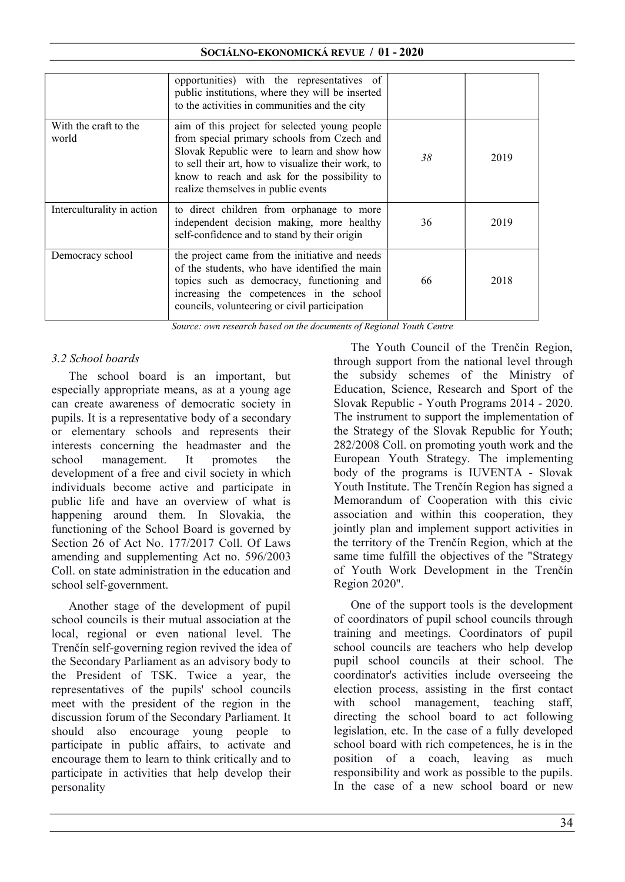| | | | |
|---|---|---|---|
| | opportunities) with the representatives of public institutions, where they will be inserted to the activities in communities and the city | | |
| With the craft to the world | aim of this project for selected young people from special primary schools from Czech and Slovak Republic were to learn and show how to sell their art, how to visualize their work, to know to reach and ask for the possibility to realize themselves in public events | *38* | 2019 |
| Interculturality in action | to direct children from orphanage to more independent decision making, more healthy self-confidence and to stand by their origin | 36 | 2019 |
| Democracy school | the project came from the initiative and needs of the students, who have identified the main topics such as democracy, functioning and increasing the competences in the school councils, volunteering or civil participation | 66 | 2018 |

*Source: own research based on the documents of Regional Youth Centre*

### *3.2 School boards*

The school board is an important, but especially appropriate means, as at a young age can create awareness of democratic society in pupils. It is a representative body of a secondary or elementary schools and represents their interests concerning the headmaster and the school management. It promotes the development of a free and civil society in which individuals become active and participate in public life and have an overview of what is happening around them. In Slovakia, the functioning of the School Board is governed by Section 26 of Act No. 177/2017 Coll. Of Laws amending and supplementing Act no. 596/2003 Coll. on state administration in the education and school self-government.

Another stage of the development of pupil school councils is their mutual association at the local, regional or even national level. The Trenčín self-governing region revived the idea of the Secondary Parliament as an advisory body to the President of TSK. Twice a year, the representatives of the pupils' school councils meet with the president of the region in the discussion forum of the Secondary Parliament. It should also encourage young people to participate in public affairs, to activate and encourage them to learn to think critically and to participate in activities that help develop their personality

The Youth Council of the Trenčín Region, through support from the national level through the subsidy schemes of the Ministry of Education, Science, Research and Sport of the Slovak Republic - Youth Programs 2014 - 2020. The instrument to support the implementation of the Strategy of the Slovak Republic for Youth; 282/2008 Coll. on promoting youth work and the European Youth Strategy. The implementing body of the programs is IUVENTA - Slovak Youth Institute. The Trenčín Region has signed a Memorandum of Cooperation with this civic association and within this cooperation, they jointly plan and implement support activities in the territory of the Trenčín Region, which at the same time fulfill the objectives of the "Strategy of Youth Work Development in the Trenčín Region 2020".

One of the support tools is the development of coordinators of pupil school councils through training and meetings. Coordinators of pupil school councils are teachers who help develop pupil school councils at their school. The coordinator's activities include overseeing the election process, assisting in the first contact with school management, teaching staff, directing the school board to act following legislation, etc. In the case of a fully developed school board with rich competences, he is in the position of a coach, leaving as much responsibility and work as possible to the pupils. In the case of a new school board or new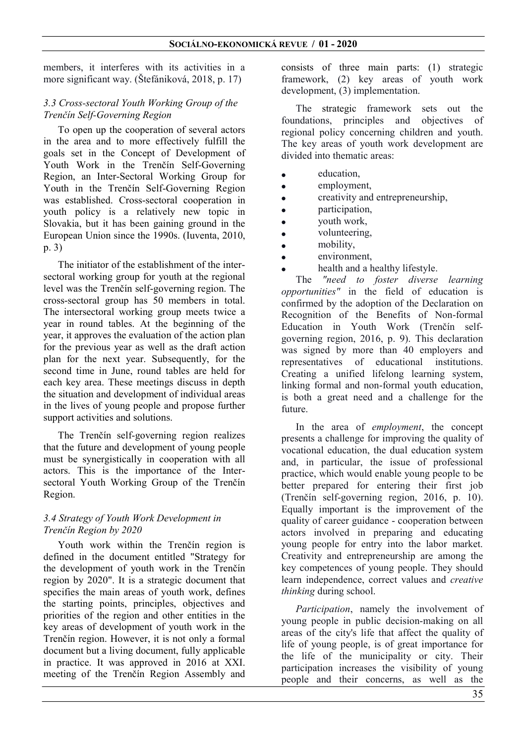members, it interferes with its activities in a more significant way. (Štefániková, 2018, p. 17)

### *3.3 Cross-sectoral Youth Working Group of the Trenčín Self-Governing Region*

To open up the cooperation of several actors in the area and to more effectively fulfill the goals set in the Concept of Development of Youth Work in the Trenčín Self-Governing Region, an Inter-Sectoral Working Group for Youth in the Trenčín Self-Governing Region was established. Cross-sectoral cooperation in youth policy is a relatively new topic in Slovakia, but it has been gaining ground in the European Union since the 1990s. (Iuventa, 2010, p. 3)

The initiator of the establishment of the inter-sectoral working group for youth at the regional level was the Trenčín self-governing region. The cross-sectoral group has 50 members in total. The intersectoral working group meets twice a year in round tables. At the beginning of the year, it approves the evaluation of the action plan for the previous year as well as the draft action plan for the next year. Subsequently, for the second time in June, round tables are held for each key area. These meetings discuss in depth the situation and development of individual areas in the lives of young people and propose further support activities and solutions.

The Trenčín self-governing region realizes that the future and development of young people must be synergistically in cooperation with all actors. This is the importance of the Inter-sectoral Youth Working Group of the Trenčín Region.

### *3.4 Strategy of Youth Work Development in Trenčín Region by 2020*

Youth work within the Trenčín region is defined in the document entitled "Strategy for the development of youth work in the Trenčín region by 2020". It is a strategic document that specifies the main areas of youth work, defines the starting points, principles, objectives and priorities of the region and other entities in the key areas of development of youth work in the Trenčín region. However, it is not only a formal document but a living document, fully applicable in practice. It was approved in 2016 at XXI. meeting of the Trenčín Region Assembly and consists of three main parts: (1) strategic framework, (2) key areas of youth work development, (3) implementation.

The strategic framework sets out the foundations, principles and objectives of regional policy concerning children and youth. The key areas of youth work development are divided into thematic areas:

- education,
- employment,
- creativity and entrepreneurship,
- participation,
- youth work,
- volunteering,
- mobility,
- environment,
- health and a healthy lifestyle.

The *"need to foster diverse learning opportunities"* in the field of education is confirmed by the adoption of the Declaration on Recognition of the Benefits of Non-formal Education in Youth Work (Trenčín self-governing region, 2016, p. 9). This declaration was signed by more than 40 employers and representatives of educational institutions. Creating a unified lifelong learning system, linking formal and non-formal youth education, is both a great need and a challenge for the future.

In the area of *employment*, the concept presents a challenge for improving the quality of vocational education, the dual education system and, in particular, the issue of professional practice, which would enable young people to be better prepared for entering their first job (Trenčín self-governing region, 2016, p. 10). Equally important is the improvement of the quality of career guidance - cooperation between actors involved in preparing and educating young people for entry into the labor market. Creativity and entrepreneurship are among the key competences of young people. They should learn independence, correct values and *creative thinking* during school.

*Participation*, namely the involvement of young people in public decision-making on all areas of the city's life that affect the quality of life of young people, is of great importance for the life of the municipality or city. Their participation increases the visibility of young people and their concerns, as well as the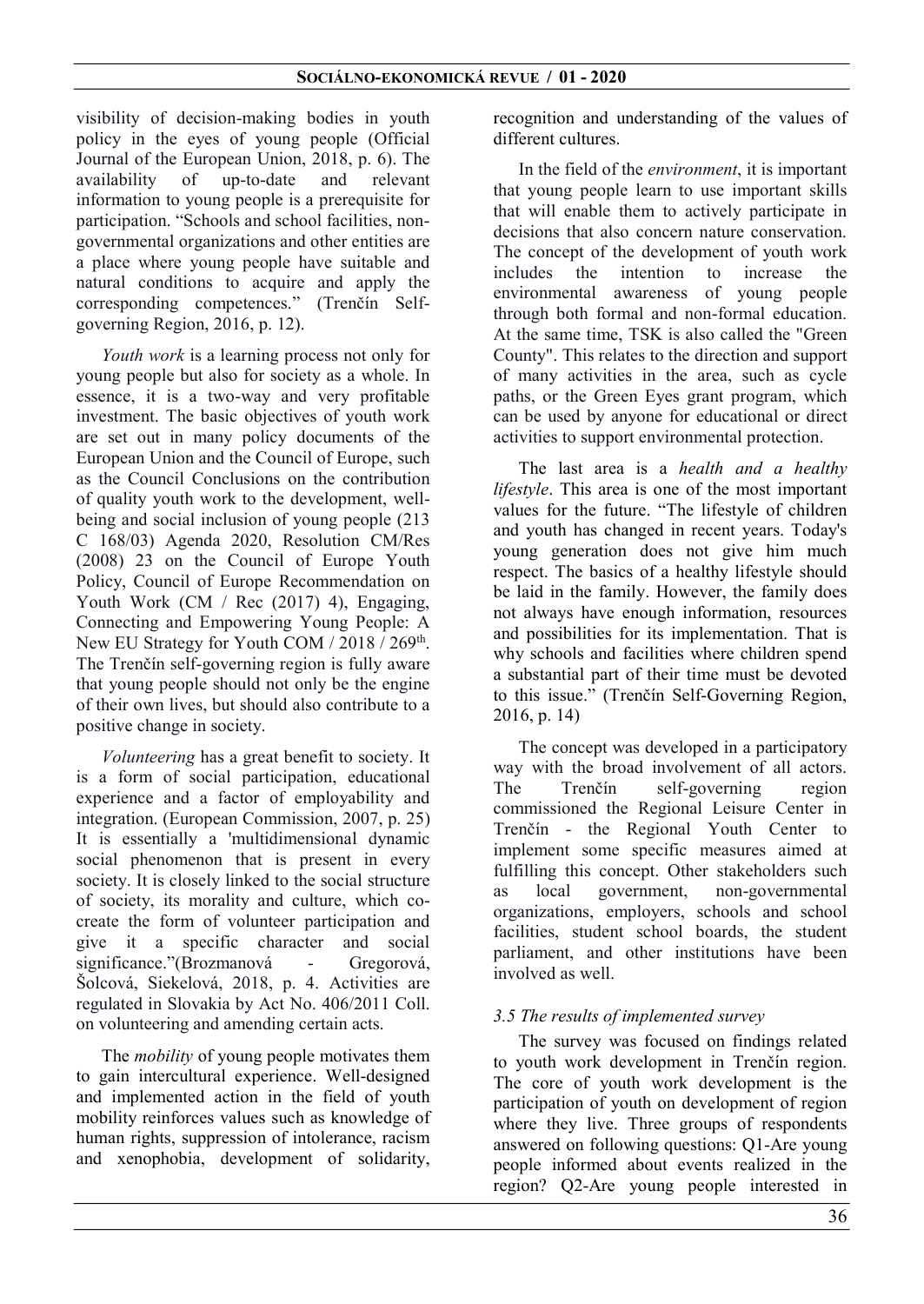visibility of decision-making bodies in youth policy in the eyes of young people (Official Journal of the European Union, 2018, p. 6). The availability of up-to-date and relevant information to young people is a prerequisite for participation. "Schools and school facilities, non-governmental organizations and other entities are a place where young people have suitable and natural conditions to acquire and apply the corresponding competences." (Trenčín Self-governing Region, 2016, p. 12).

*Youth work* is a learning process not only for young people but also for society as a whole. In essence, it is a two-way and very profitable investment. The basic objectives of youth work are set out in many policy documents of the European Union and the Council of Europe, such as the Council Conclusions on the contribution of quality youth work to the development, well-being and social inclusion of young people (213 C 168/03) Agenda 2020, Resolution CM/Res (2008) 23 on the Council of Europe Youth Policy, Council of Europe Recommendation on Youth Work (CM / Rec (2017) 4), Engaging, Connecting and Empowering Young People: A New EU Strategy for Youth COM / 2018 / 269th. The Trenčín self-governing region is fully aware that young people should not only be the engine of their own lives, but should also contribute to a positive change in society.

*Volunteering* has a great benefit to society. It is a form of social participation, educational experience and a factor of employability and integration. (European Commission, 2007, p. 25) It is essentially a 'multidimensional dynamic social phenomenon that is present in every society. It is closely linked to the social structure of society, its morality and culture, which co-create the form of volunteer participation and give it a specific character and social significance."(Brozmanová - Gregorová, Šolcová, Siekelová, 2018, p. 4. Activities are regulated in Slovakia by Act No. 406/2011 Coll. on volunteering and amending certain acts.

The *mobility* of young people motivates them to gain intercultural experience. Well-designed and implemented action in the field of youth mobility reinforces values such as knowledge of human rights, suppression of intolerance, racism and xenophobia, development of solidarity, recognition and understanding of the values of different cultures.

In the field of the *environment*, it is important that young people learn to use important skills that will enable them to actively participate in decisions that also concern nature conservation. The concept of the development of youth work includes the intention to increase the environmental awareness of young people through both formal and non-formal education. At the same time, TSK is also called the "Green County". This relates to the direction and support of many activities in the area, such as cycle paths, or the Green Eyes grant program, which can be used by anyone for educational or direct activities to support environmental protection.

The last area is a *health and a healthy lifestyle*. This area is one of the most important values for the future. "The lifestyle of children and youth has changed in recent years. Today's young generation does not give him much respect. The basics of a healthy lifestyle should be laid in the family. However, the family does not always have enough information, resources and possibilities for its implementation. That is why schools and facilities where children spend a substantial part of their time must be devoted to this issue." (Trenčín Self-Governing Region, 2016, p. 14)

The concept was developed in a participatory way with the broad involvement of all actors. The Trenčín self-governing region commissioned the Regional Leisure Center in Trenčín - the Regional Youth Center to implement some specific measures aimed at fulfilling this concept. Other stakeholders such as local government, non-governmental organizations, employers, schools and school facilities, student school boards, the student parliament, and other institutions have been involved as well.

### *3.5 The results of implemented survey*

The survey was focused on findings related to youth work development in Trenčín region. The core of youth work development is the participation of youth on development of region where they live. Three groups of respondents answered on following questions: Q1-Are young people informed about events realized in the region? Q2-Are young people interested in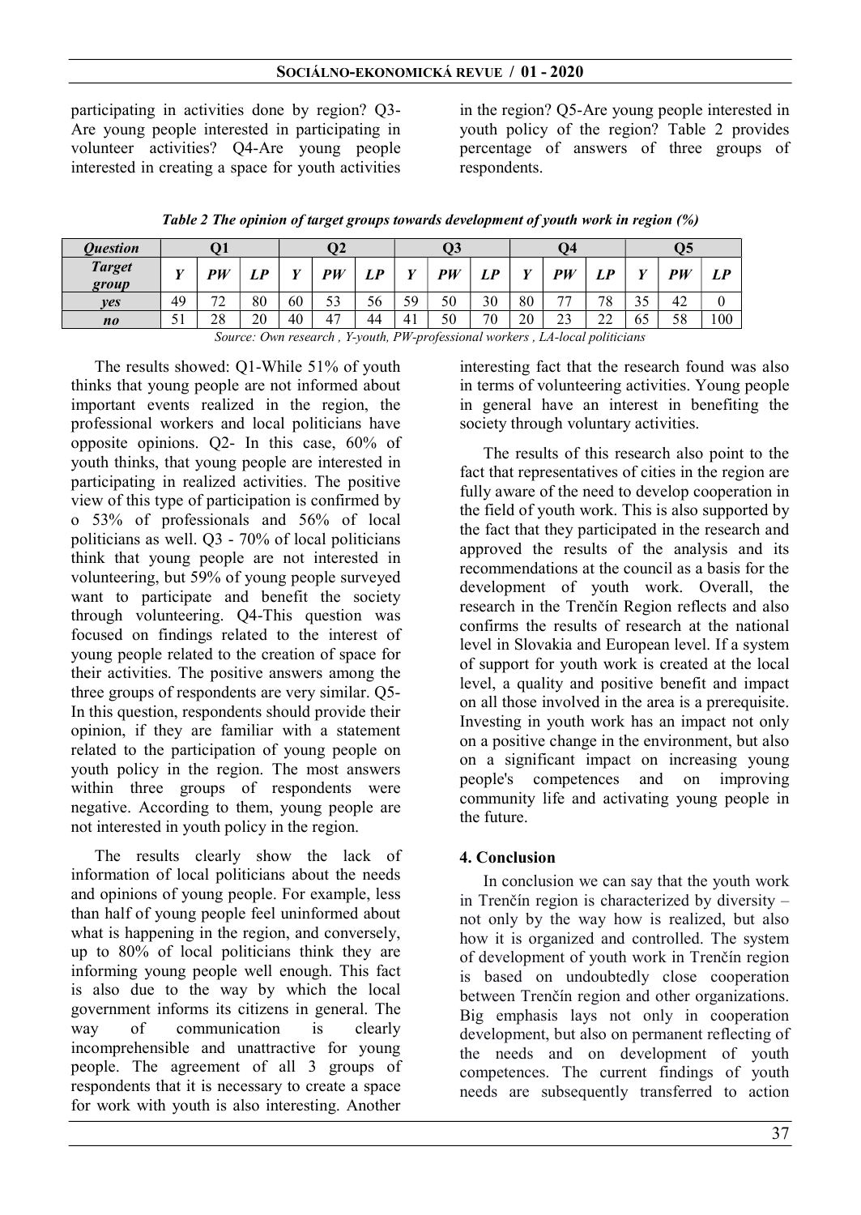participating in activities done by region? Q3-Are young people interested in participating in volunteer activities? Q4-Are young people interested in creating a space for youth activities in the region? Q5-Are young people interested in youth policy of the region? Table 2 provides percentage of answers of three groups of respondents.

*Table 2 The opinion of target groups towards development of youth work in region (%)*

| *Question* | Q1 | | | Q2 | | | Q3 | | | Q4 | | | Q5 | | |
|---|---|---|---|---|---|---|---|---|---|---|---|---|---|---|---|
| *Target group* | *Y* | *PW* | *LP* | *Y* | *PW* | *LP* | *Y* | *PW* | *LP* | *Y* | *PW* | *LP* | *Y* | *PW* | *LP* |
| *yes* | 49 | 72 | 80 | 60 | 53 | 56 | 59 | 50 | 30 | 80 | 77 | 78 | 35 | 42 | 0 |
| *no* | 51 | 28 | 20 | 40 | 47 | 44 | 41 | 50 | 70 | 20 | 23 | 22 | 65 | 58 | 100 |

*Source: Own research , Y-youth, PW-professional workers , LA-local politicians*

The results showed: Q1-While 51% of youth thinks that young people are not informed about important events realized in the region, the professional workers and local politicians have opposite opinions. Q2- In this case, 60% of youth thinks, that young people are interested in participating in realized activities. The positive view of this type of participation is confirmed by o 53% of professionals and 56% of local politicians as well. Q3 - 70% of local politicians think that young people are not interested in volunteering, but 59% of young people surveyed want to participate and benefit the society through volunteering. Q4-This question was focused on findings related to the interest of young people related to the creation of space for their activities. The positive answers among the three groups of respondents are very similar. Q5-In this question, respondents should provide their opinion, if they are familiar with a statement related to the participation of young people on youth policy in the region. The most answers within three groups of respondents were negative. According to them, young people are not interested in youth policy in the region.

The results clearly show the lack of information of local politicians about the needs and opinions of young people. For example, less than half of young people feel uninformed about what is happening in the region, and conversely, up to 80% of local politicians think they are informing young people well enough. This fact is also due to the way by which the local government informs its citizens in general. The way of communication is clearly incomprehensible and unattractive for young people. The agreement of all 3 groups of respondents that it is necessary to create a space for work with youth is also interesting. Another interesting fact that the research found was also in terms of volunteering activities. Young people in general have an interest in benefiting the society through voluntary activities.

The results of this research also point to the fact that representatives of cities in the region are fully aware of the need to develop cooperation in the field of youth work. This is also supported by the fact that they participated in the research and approved the results of the analysis and its recommendations at the council as a basis for the development of youth work. Overall, the research in the Trenčín Region reflects and also confirms the results of research at the national level in Slovakia and European level. If a system of support for youth work is created at the local level, a quality and positive benefit and impact on all those involved in the area is a prerequisite. Investing in youth work has an impact not only on a positive change in the environment, but also on a significant impact on increasing young people's competences and on improving community life and activating young people in the future.

## 4. Conclusion

In conclusion we can say that the youth work in Trenčín region is characterized by diversity – not only by the way how is realized, but also how it is organized and controlled. The system of development of youth work in Trenčín region is based on undoubtedly close cooperation between Trenčín region and other organizations. Big emphasis lays not only in cooperation development, but also on permanent reflecting of the needs and on development of youth competences. The current findings of youth needs are subsequently transferred to action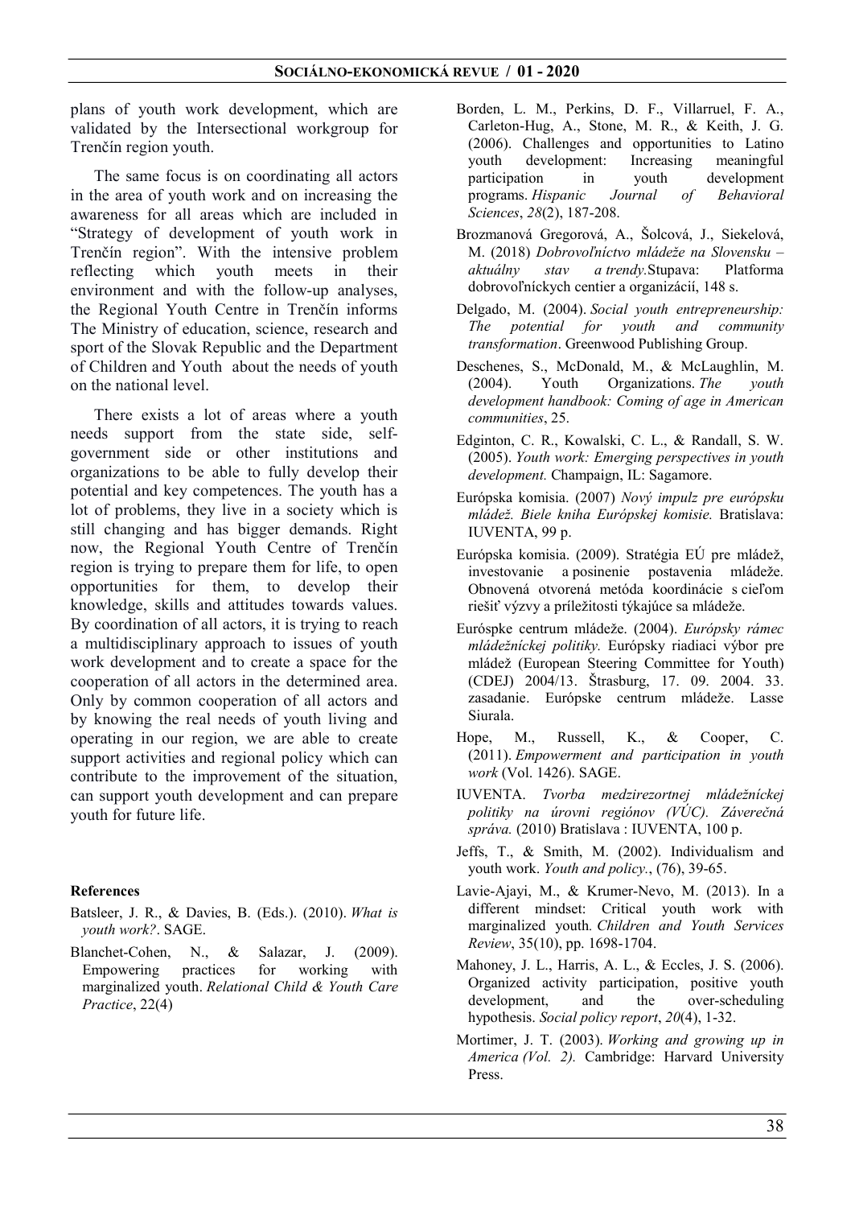plans of youth work development, which are validated by the Intersectional workgroup for Trenčín region youth.

The same focus is on coordinating all actors in the area of youth work and on increasing the awareness for all areas which are included in "Strategy of development of youth work in Trenčín region". With the intensive problem reflecting which youth meets in their environment and with the follow-up analyses, the Regional Youth Centre in Trenčín informs The Ministry of education, science, research and sport of the Slovak Republic and the Department of Children and Youth about the needs of youth on the national level.

There exists a lot of areas where a youth needs support from the state side, self-government side or other institutions and organizations to be able to fully develop their potential and key competences. The youth has a lot of problems, they live in a society which is still changing and has bigger demands. Right now, the Regional Youth Centre of Trenčín region is trying to prepare them for life, to open opportunities for them, to develop their knowledge, skills and attitudes towards values. By coordination of all actors, it is trying to reach a multidisciplinary approach to issues of youth work development and to create a space for the cooperation of all actors in the determined area. Only by common cooperation of all actors and by knowing the real needs of youth living and operating in our region, we are able to create support activities and regional policy which can contribute to the improvement of the situation, can support youth development and can prepare youth for future life.

**References**

Batsleer, J. R., & Davies, B. (Eds.). (2010). *What is youth work?*. SAGE.

Blanchet-Cohen, N., & Salazar, J. (2009). Empowering practices for working with marginalized youth. *Relational Child & Youth Care Practice*, 22(4)

Borden, L. M., Perkins, D. F., Villarruel, F. A., Carleton-Hug, A., Stone, M. R., & Keith, J. G. (2006). Challenges and opportunities to Latino youth development: Increasing meaningful participation in youth development programs. *Hispanic Journal of Behavioral Sciences*, *28*(2), 187-208.

Brozmanová Gregorová, A., Šolcová, J., Siekelová, M. (2018) *Dobrovoľníctvo mládeže na Slovensku – aktuálny stav a trendy.* Stupava: Platforma dobrovoľníckych centier a organizácií, 148 s.

Delgado, M. (2004). *Social youth entrepreneurship: The potential for youth and community transformation*. Greenwood Publishing Group.

Deschenes, S., McDonald, M., & McLaughlin, M. (2004). Youth Organizations. *The youth development handbook: Coming of age in American communities*, 25.

Edginton, C. R., Kowalski, C. L., & Randall, S. W. (2005). *Youth work: Emerging perspectives in youth development.* Champaign, IL: Sagamore.

Európska komisia. (2007) *Nový impulz pre európsku mládež. Biele kniha Európskej komisie.* Bratislava: IUVENTA, 99 p.

Európska komisia. (2009). Stratégia EÚ pre mládež, investovanie a posinenie postavenia mládeže. Obnovená otvorená metóda koordinácie s cieľom riešiť výzvy a príležitosti týkajúce sa mládeže.

Euróspke centrum mládeže. (2004). *Európsky rámec mládežníckej politiky.* Európsky riadiaci výbor pre mládež (European Steering Committee for Youth) (CDEJ) 2004/13. Štrasburg, 17. 09. 2004. 33. zasadanie. Európske centrum mládeže. Lasse Siurala.

Hope, M., Russell, K., & Cooper, C. (2011). *Empowerment and participation in youth work* (Vol. 1426). SAGE.

IUVENTA. *Tvorba medzirezortnej mládežníckej politiky na úrovni regiónov (VÚC). Záverečná správa.* (2010) Bratislava : IUVENTA, 100 p.

Jeffs, T., & Smith, M. (2002). Individualism and youth work. *Youth and policy.*, (76), 39-65.

Lavie-Ajayi, M., & Krumer-Nevo, M. (2013). In a different mindset: Critical youth work with marginalized youth. *Children and Youth Services Review*, 35(10), pp. 1698-1704.

Mahoney, J. L., Harris, A. L., & Eccles, J. S. (2006). Organized activity participation, positive youth development, and the over-scheduling hypothesis. *Social policy report*, *20*(4), 1-32.

Mortimer, J. T. (2003). *Working and growing up in America (Vol. 2).* Cambridge: Harvard University Press.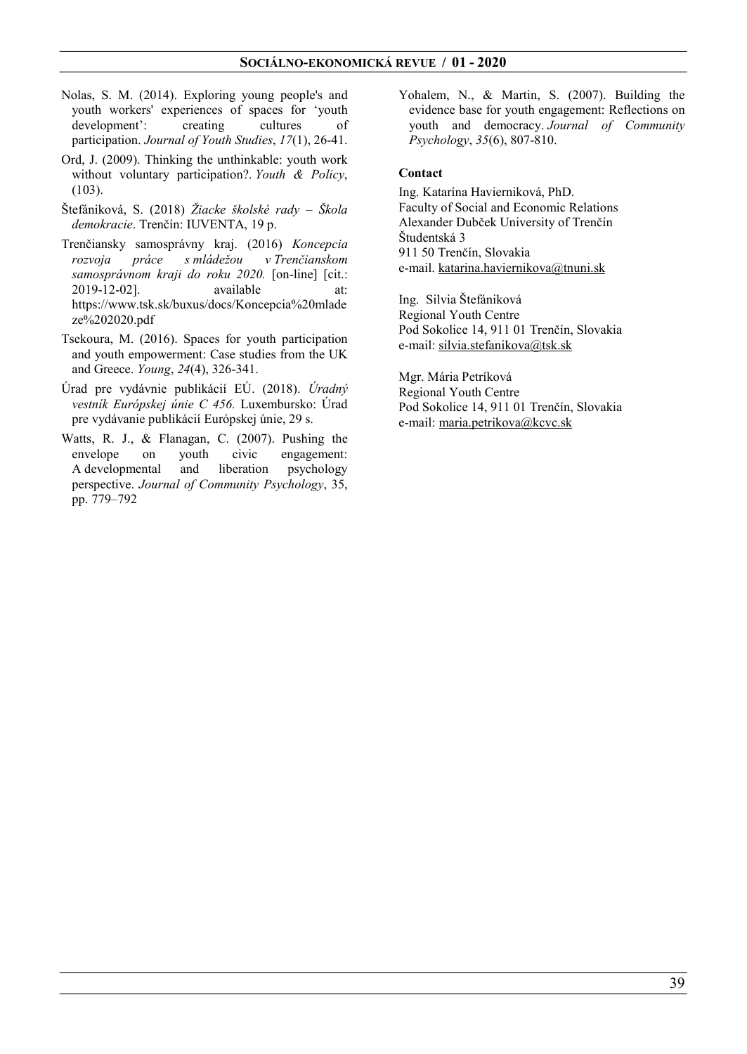Nolas, S. M. (2014). Exploring young people's and youth workers' experiences of spaces for 'youth development': creating cultures of participation. *Journal of Youth Studies*, *17*(1), 26-41.

Ord, J. (2009). Thinking the unthinkable: youth work without voluntary participation?. *Youth & Policy*, (103).

Štefániková, S. (2018) *Žiacke školské rady – Škola demokracie*. Trenčín: IUVENTA, 19 p.

Trenčiansky samosprávny kraj. (2016) *Koncepcia rozvoja práce s mládežou v Trenčianskom samosprávnom kraji do roku 2020.* [on-line] [cit.: 2019-12-02]. available at: https://www.tsk.sk/buxus/docs/Koncepcia%20mladeze%202020.pdf

Tsekoura, M. (2016). Spaces for youth participation and youth empowerment: Case studies from the UK and Greece. *Young*, *24*(4), 326-341.

Úrad pre vydávnie publikácií EÚ. (2018). *Úradný vestník Európskej únie C 456.* Luxembursko: Úrad pre vydávanie publikácií Európskej únie, 29 s.

Watts, R. J., & Flanagan, C. (2007). Pushing the envelope on youth civic engagement: A developmental and liberation psychology perspective. *Journal of Community Psychology*, 35, pp. 779–792

Yohalem, N., & Martin, S. (2007). Building the evidence base for youth engagement: Reflections on youth and democracy. *Journal of Community Psychology*, *35*(6), 807-810.

**Contact**

Ing. Katarína Havierniková, PhD.
Faculty of Social and Economic Relations
Alexander Dubček University of Trenčín
Študentská 3
911 50 Trenčín, Slovakia
e-mail. katarina.haviernikova@tnuni.sk

Ing. Silvia Štefániková
Regional Youth Centre
Pod Sokolice 14, 911 01 Trenčín, Slovakia
e-mail: silvia.stefanikova@tsk.sk

Mgr. Mária Petríková
Regional Youth Centre
Pod Sokolice 14, 911 01 Trenčín, Slovakia
e-mail: maria.petrikova@kcvc.sk